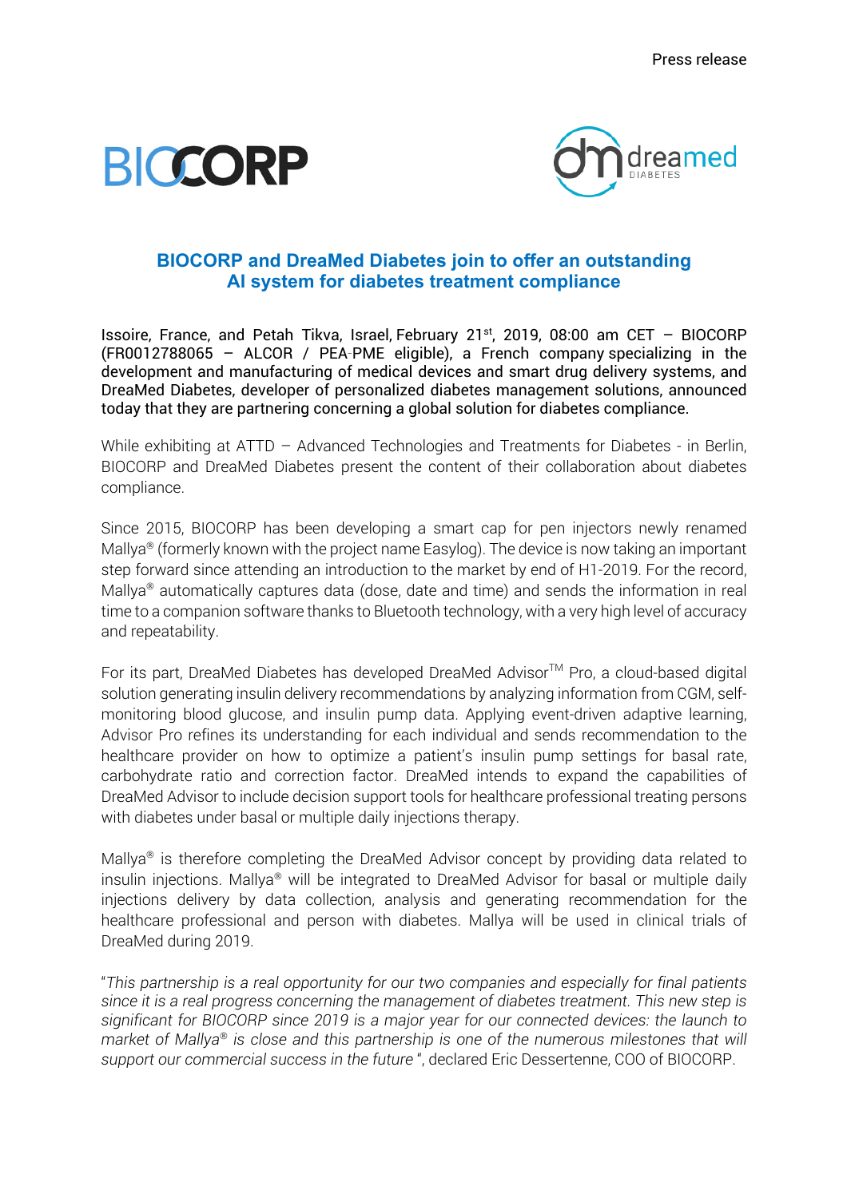Press release

# BIOCORP and DreaMed Diabetes join to offer an outstanding AI system for diabetes treatment compliance

Issoire, France, and Petah Tikva, Israel, February 21st, 2019, 08:00 am CET – BIOCORP (FR0012788065 – ALCOR / PEA-PME eligible), a French company specializing in the development and manufacturing of medical devices and smart drug delivery systems, and DreaMed Diabetes, developer of personalized diabetes management solutions, announced today that they are partnering concerning a global solution for diabetes compliance.

While exhibiting at ATTD – Advanced Technologies and Treatments for Diabetes - in Berlin, BIOCORP and DreaMed Diabetes present the content of their collaboration about diabetes compliance.

Since 2015, BIOCORP has been developing a smart cap for pen injectors newly renamed Mallya® (formerly known with the project name Easylog). The device is now taking an important step forward since attending an introduction to the market by end of H1-2019. For the record, Mallya® automatically captures data (dose, date and time) and sends the information in real time to a companion software thanks to Bluetooth technology, with a very high level of accuracy and repeatability.

For its part, DreaMed Diabetes has developed DreaMed Advisor™ Pro, a cloud-based digital solution generating insulin delivery recommendations by analyzing information from CGM, self-monitoring blood glucose, and insulin pump data. Applying event-driven adaptive learning, Advisor Pro refines its understanding for each individual and sends recommendation to the healthcare provider on how to optimize a patient's insulin pump settings for basal rate, carbohydrate ratio and correction factor. DreaMed intends to expand the capabilities of DreaMed Advisor to include decision support tools for healthcare professional treating persons with diabetes under basal or multiple daily injections therapy.

Mallya® is therefore completing the DreaMed Advisor concept by providing data related to insulin injections. Mallya® will be integrated to DreaMed Advisor for basal or multiple daily injections delivery by data collection, analysis and generating recommendation for the healthcare professional and person with diabetes. Mallya will be used in clinical trials of DreaMed during 2019.

"*This partnership is a real opportunity for our two companies and especially for final patients since it is a real progress concerning the management of diabetes treatment. This new step is significant for BIOCORP since 2019 is a major year for our connected devices: the launch to market of Mallya® is close and this partnership is one of the numerous milestones that will support our commercial success in the future* ", declared Eric Dessertenne, COO of BIOCORP.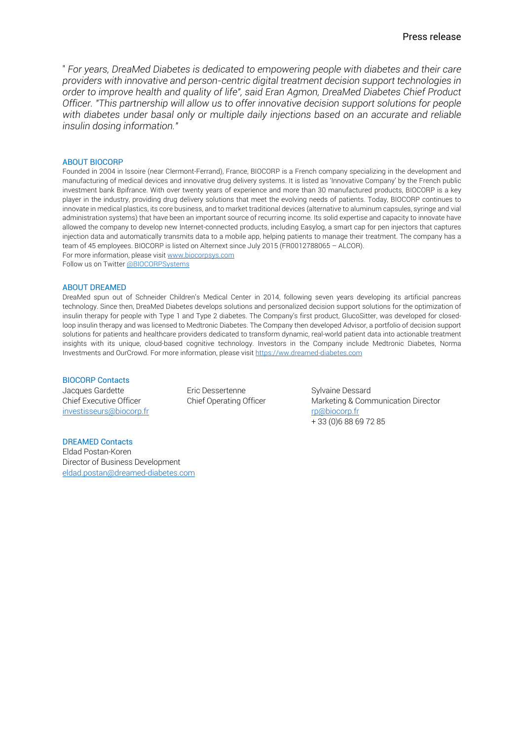" *For years, DreaMed Diabetes is dedicated to empowering people with diabetes and their care providers with innovative and person-centric digital treatment decision support technologies in order to improve health and quality of life", said Eran Agmon, DreaMed Diabetes Chief Product Officer. "This partnership will allow us to offer innovative decision support solutions for people with diabetes under basal only or multiple daily injections based on an accurate and reliable insulin dosing information."*

## ABOUT BIOCORP

Founded in 2004 in Issoire (near Clermont-Ferrand), France, BIOCORP is a French company specializing in the development and manufacturing of medical devices and innovative drug delivery systems. It is listed as 'Innovative Company' by the French public investment bank Bpifrance. With over twenty years of experience and more than 30 manufactured products, BIOCORP is a key player in the industry, providing drug delivery solutions that meet the evolving needs of patients. Today, BIOCORP continues to innovate in medical plastics, its core business, and to market traditional devices (alternative to aluminum capsules, syringe and vial administration systems) that have been an important source of recurring income. Its solid expertise and capacity to innovate have allowed the company to develop new Internet-connected products, including Easylog, a smart cap for pen injectors that captures injection data and automatically transmits data to a mobile app, helping patients to manage their treatment. The company has a team of 45 employees. BIOCORP is listed on Alternext since July 2015 (FR0012788065 – ALCOR).
For more information, please visit www.biocorpsys.com
Follow us on Twitter @BIOCORPSystems

## ABOUT DREAMED

DreaMed spun out of Schneider Children's Medical Center in 2014, following seven years developing its artificial pancreas technology. Since then, DreaMed Diabetes develops solutions and personalized decision support solutions for the optimization of insulin therapy for people with Type 1 and Type 2 diabetes. The Company's first product, GlucoSitter, was developed for closed-loop insulin therapy and was licensed to Medtronic Diabetes. The Company then developed Advisor, a portfolio of decision support solutions for patients and healthcare providers dedicated to transform dynamic, real-world patient data into actionable treatment insights with its unique, cloud-based cognitive technology. Investors in the Company include Medtronic Diabetes, Norma Investments and OurCrowd. For more information, please visit https://ww.dreamed-diabetes.com

## BIOCORP Contacts

Jacques Gardette
Chief Executive Officer
investisseurs@biocorp.fr

Eric Dessertenne
Chief Operating Officer

Sylvaine Dessard
Marketing & Communication Director
rp@biocorp.fr
+ 33 (0)6 88 69 72 85

## DREAMED Contacts

Eldad Postan-Koren
Director of Business Development
eldad.postan@dreamed-diabetes.com